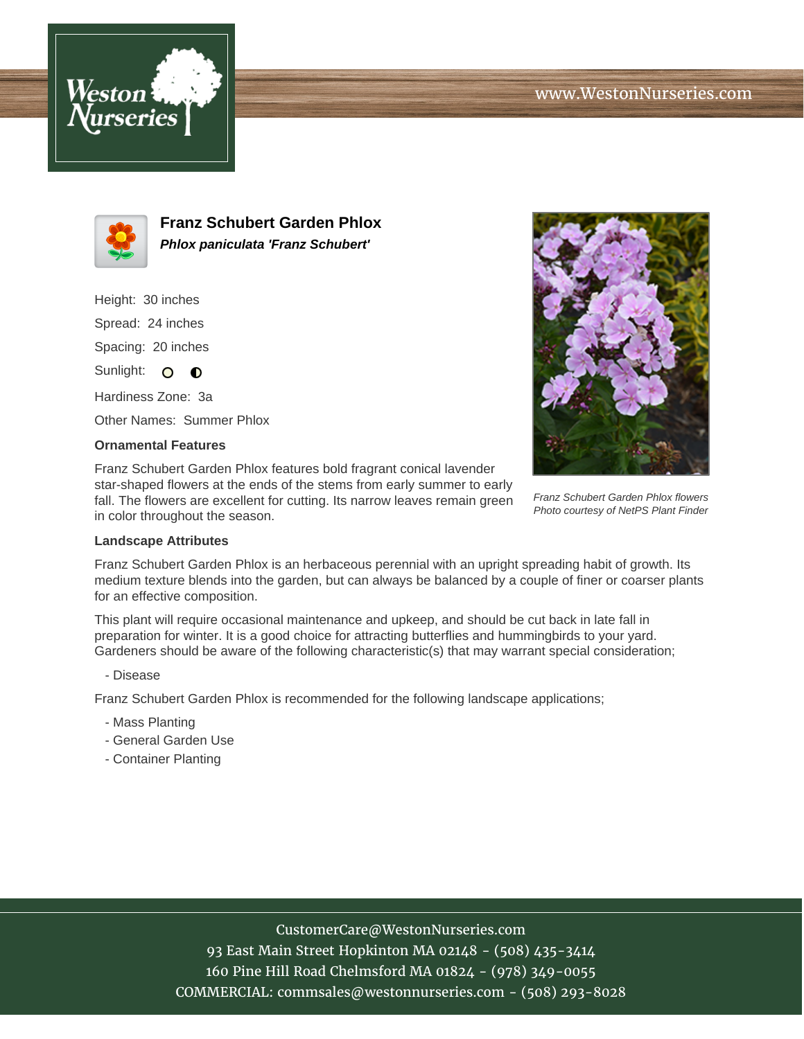# Franz Schubert Garden Phlox

***Phlox paniculata 'Franz Schubert'***

Height: 30 inches

Spread: 24 inches

Spacing: 20 inches

Sunlight:

Hardiness Zone: 3a

Other Names: Summer Phlox

### Ornamental Features

Franz Schubert Garden Phlox features bold fragrant conical lavender star-shaped flowers at the ends of the stems from early summer to early fall. The flowers are excellent for cutting. Its narrow leaves remain green in color throughout the season.

*Franz Schubert Garden Phlox flowers*
*Photo courtesy of NetPS Plant Finder*

### Landscape Attributes

Franz Schubert Garden Phlox is an herbaceous perennial with an upright spreading habit of growth. Its medium texture blends into the garden, but can always be balanced by a couple of finer or coarser plants for an effective composition.

This plant will require occasional maintenance and upkeep, and should be cut back in late fall in preparation for winter. It is a good choice for attracting butterflies and hummingbirds to your yard. Gardeners should be aware of the following characteristic(s) that may warrant special consideration;

- Disease

Franz Schubert Garden Phlox is recommended for the following landscape applications;

- Mass Planting
- General Garden Use
- Container Planting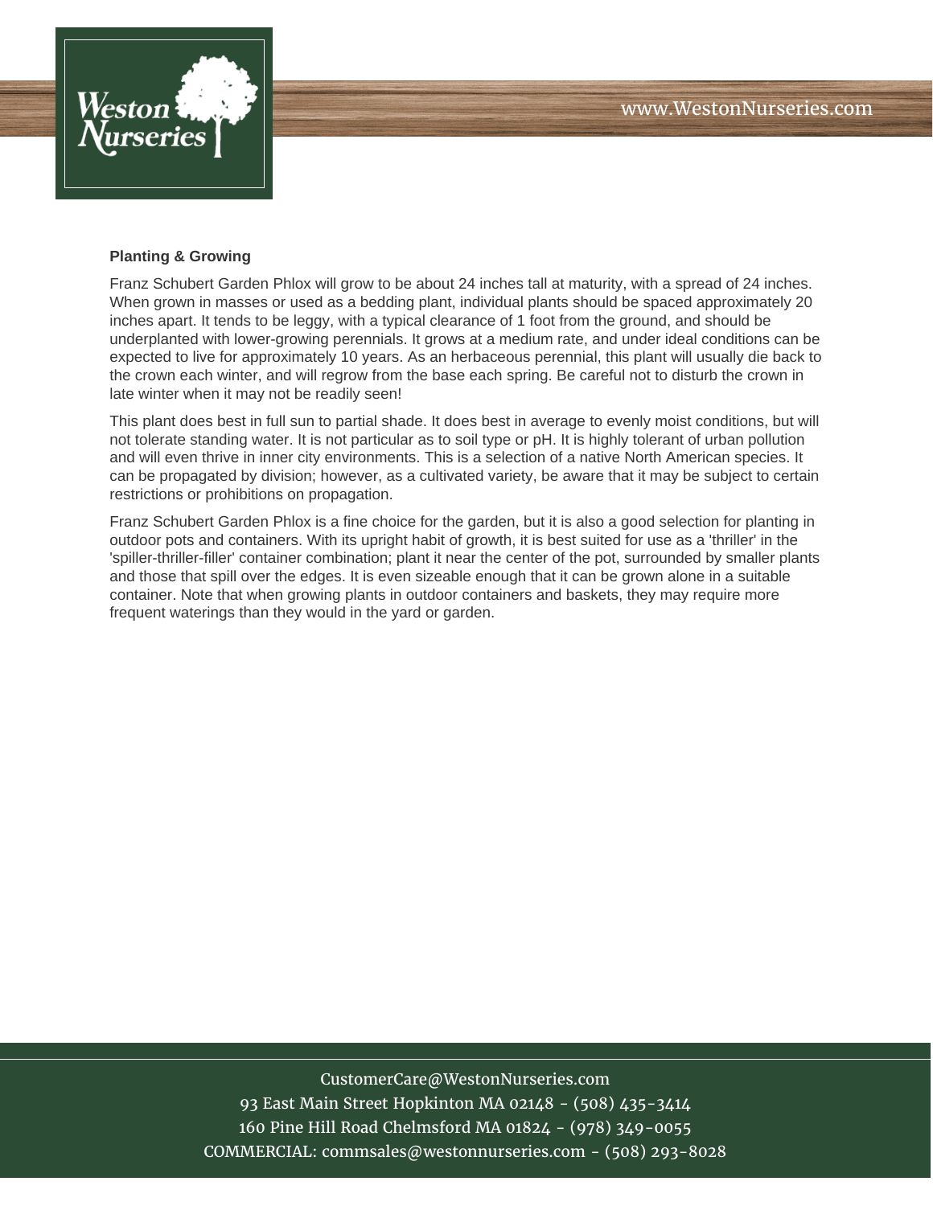**Planting & Growing**

Franz Schubert Garden Phlox will grow to be about 24 inches tall at maturity, with a spread of 24 inches. When grown in masses or used as a bedding plant, individual plants should be spaced approximately 20 inches apart. It tends to be leggy, with a typical clearance of 1 foot from the ground, and should be underplanted with lower-growing perennials. It grows at a medium rate, and under ideal conditions can be expected to live for approximately 10 years. As an herbaceous perennial, this plant will usually die back to the crown each winter, and will regrow from the base each spring. Be careful not to disturb the crown in late winter when it may not be readily seen!

This plant does best in full sun to partial shade. It does best in average to evenly moist conditions, but will not tolerate standing water. It is not particular as to soil type or pH. It is highly tolerant of urban pollution and will even thrive in inner city environments. This is a selection of a native North American species. It can be propagated by division; however, as a cultivated variety, be aware that it may be subject to certain restrictions or prohibitions on propagation.

Franz Schubert Garden Phlox is a fine choice for the garden, but it is also a good selection for planting in outdoor pots and containers. With its upright habit of growth, it is best suited for use as a 'thriller' in the 'spiller-thriller-filler' container combination; plant it near the center of the pot, surrounded by smaller plants and those that spill over the edges. It is even sizeable enough that it can be grown alone in a suitable container. Note that when growing plants in outdoor containers and baskets, they may require more frequent waterings than they would in the yard or garden.